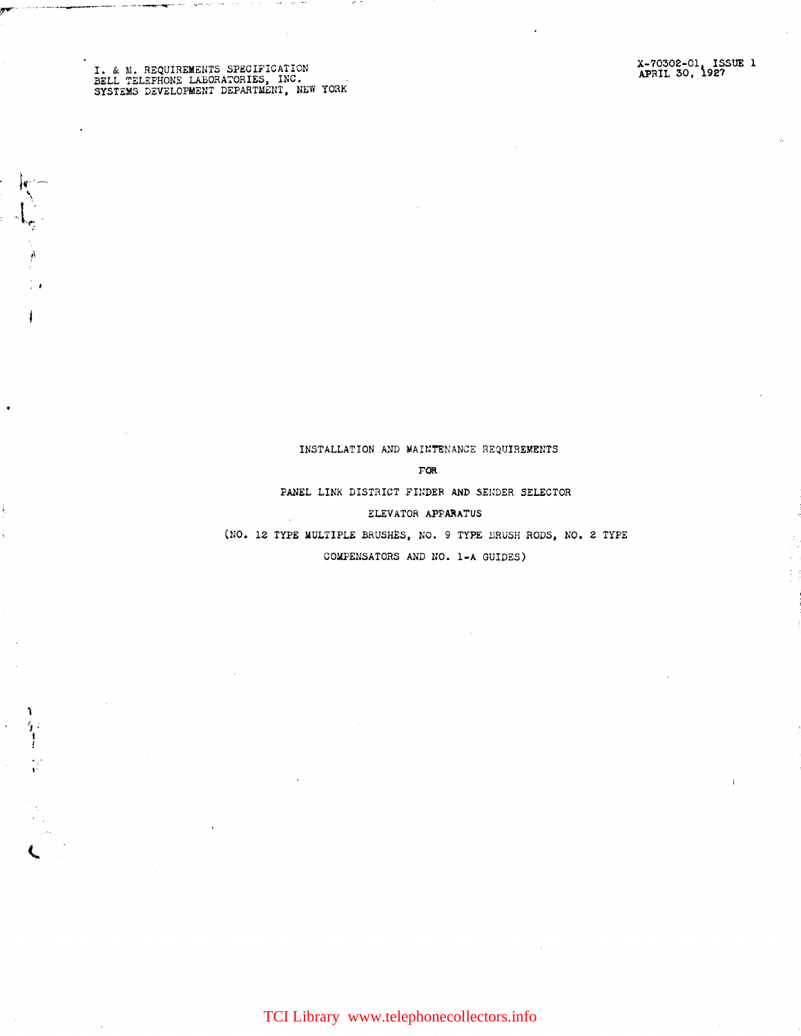I. & M. REQUIREMENTS SPECIFICATION
BELL TELEPHONE LABORATORIES, INC.
SYSTEMS DEVELOPMENT DEPARTMENT, NEW YORK

X-70302-01, ISSUE 1
APRIL 30, 1927

# INSTALLATION AND MAINTENANCE REQUIREMENTS

# FOR

# PANEL LINK DISTRICT FINDER AND SENDER SELECTOR

# ELEVATOR APPARATUS

(NO. 12 TYPE MULTIPLE BRUSHES, NO. 9 TYPE BRUSH RODS, NO. 2 TYPE COMPENSATORS AND NO. 1-A GUIDES)

TCI Library www.telephonecollectors.info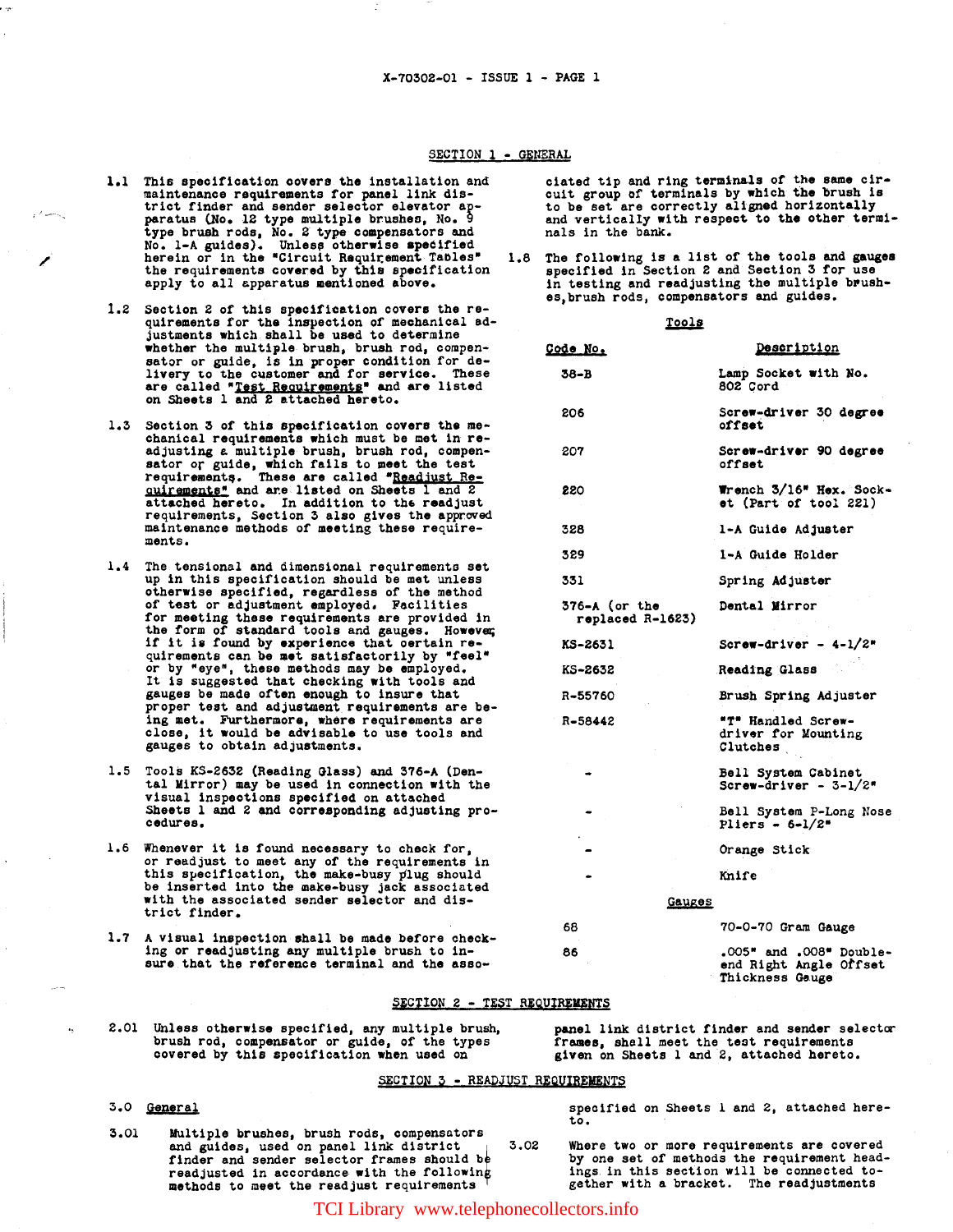## SECTION 1 - GENERAL

1.1 This specification covers the installation and maintenance requirements for panel link district finder and sender selector elevator apparatus (No. 12 type multiple brushes, No. 9 type brush rods, No. 2 type compensators and No. 1-A guides). Unless otherwise specified herein or in the "Circuit Requirement Tables" the requirements covered by this specification apply to all apparatus mentioned above.

1.2 Section 2 of this specification covers the requirements for the inspection of mechanical adjustments which shall be used to determine whether the multiple brush, brush rod, compensator or guide, is in proper condition for delivery to the customer and for service. These are called "Test Requirements" and are listed on Sheets 1 and 2 attached hereto.

1.3 Section 3 of this specification covers the mechanical requirements which must be met in readjusting a multiple brush, brush rod, compensator or guide, which fails to meet the test requirements. These are called "Readjust Requirements" and are listed on Sheets 1 and 2 attached hereto. In addition to the readjust requirements, Section 3 also gives the approved maintenance methods of meeting these requirements.

1.4 The tensional and dimensional requirements set up in this specification should be met unless otherwise specified, regardless of the method of test or adjustment employed. Facilities for meeting these requirements are provided in the form of standard tools and gauges. However, if it is found by experience that certain requirements can be met satisfactorily by "feel" or by "eye", these methods may be employed. It is suggested that checking with tools and gauges be made often enough to insure that proper test and adjustment requirements are being met. Furthermore, where requirements are close, it would be advisable to use tools and gauges to obtain adjustments.

1.5 Tools KS-2632 (Reading Glass) and 376-A (Dental Mirror) may be used in connection with the visual inspections specified on attached Sheets 1 and 2 and corresponding adjusting procedures.

1.6 Whenever it is found necessary to check for, or readjust to meet any of the requirements in this specification, the make-busy plug should be inserted into the make-busy jack associated with the associated sender selector and district finder.

1.7 A visual inspection shall be made before checking or readjusting any multiple brush to insure that the reference terminal and the associated tip and ring terminals of the same circuit group of terminals by which the brush is to be set are correctly aligned horizontally and vertically with respect to the other terminals in the bank.

1.8 The following is a list of the tools and gauges specified in Section 2 and Section 3 for use in testing and readjusting the multiple brushes, brush rods, compensators and guides.

**Tools**

| Code No. | Description |
|---|---|
| 38-B | Lamp Socket with No. 802 Cord |
| 206 | Screw-driver 30 degree offset |
| 207 | Screw-driver 90 degree offset |
| 220 | Wrench 3/16" Hex. Socket (Part of tool 221) |
| 328 | 1-A Guide Adjuster |
| 329 | 1-A Guide Holder |
| 331 | Spring Adjuster |
| 376-A (or the replaced R-1623) | Dental Mirror |
| KS-2631 | Screw-driver - 4-1/2" |
| KS-2632 | Reading Glass |
| R-55760 | Brush Spring Adjuster |
| R-58442 | "T" Handled Screw-driver for Mounting Clutches |
| - | Bell System Cabinet Screw-driver - 3-1/2" |
| - | Bell System P-Long Nose Pliers - 6-1/2" |
| - | Orange Stick |
| - | Knife |

**Gauges**

| Code No. | Description |
|---|---|
| 68 | 70-0-70 Gram Gauge |
| 86 | .005" and .008" Double-end Right Angle Offset Thickness Gauge |

## SECTION 2 - TEST REQUIREMENTS

2.01 Unless otherwise specified, any multiple brush, brush rod, compensator or guide, of the types covered by this specification when used on panel link district finder and sender selector frames, shall meet the test requirements given on Sheets 1 and 2, attached hereto.

## SECTION 3 - READJUST REQUIREMENTS

3.0 General

3.01 Multiple brushes, brush rods, compensators and guides, used on panel link district finder and sender selector frames should be readjusted in accordance with the following methods to meet the readjust requirements specified on Sheets 1 and 2, attached hereto.

3.02 Where two or more requirements are covered by one set of methods the requirement headings in this section will be connected together with a bracket. The readjustments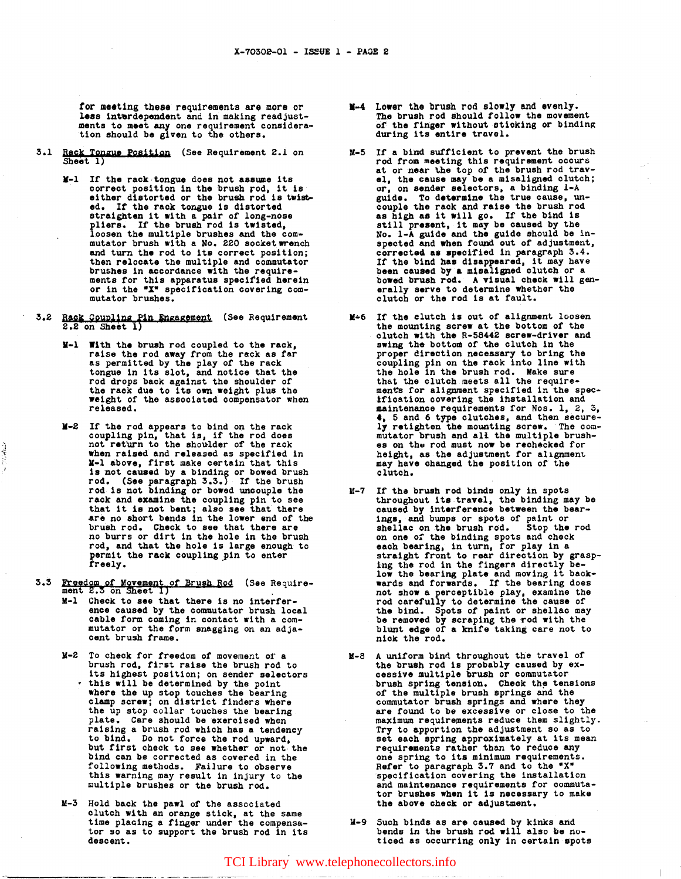for meeting these requirements are more or less interdependent and in making readjustments to meet any one requirement consideration should be given to the others.

3.1 Rack Tongue Position (See Requirement 2.1 on Sheet 1)

M-1 If the rack tongue does not assume its correct position in the brush rod, it is either distorted or the brush rod is twisted. If the rack tongue is distorted straighten it with a pair of long-nose pliers. If the brush rod is twisted, loosen the multiple brushes and the commutator brush with a No. 220 socket wrench and turn the rod to its correct position; then relocate the multiple and commutator brushes in accordance with the requirements for this apparatus specified herein or in the "X" specification covering commutator brushes.

3.2 Rack Coupling Pin Engagement (See Requirement 2.2 on Sheet 1)

M-1 With the brush rod coupled to the rack, raise the rod away from the rack as far as permitted by the play of the rack tongue in its slot, and notice that the rod drops back against the shoulder of the rack due to its own weight plus the weight of the associated compensator when released.

M-2 If the rod appears to bind on the rack coupling pin, that is, if the rod does not return to the shoulder of the rack when raised and released as specified in M-1 above, first make certain that this is not caused by a binding or bowed brush rod. (See paragraph 3.3.) If the brush rod is not binding or bowed uncouple the rack and examine the coupling pin to see that it is not bent; also see that there are no short bends in the lower end of the brush rod. Check to see that there are no burrs or dirt in the hole in the brush rod, and that the hole is large enough to permit the rack coupling pin to enter freely.

3.3 Freedom of Movement of Brush Rod (See Requirement 2.3 on Sheet 1)

M-1 Check to see that there is no interference caused by the commutator brush local cable form coming in contact with a commutator or the form snagging on an adjacent brush frame.

M-2 To check for freedom of movement of a brush rod, first raise the brush rod to its highest position; on sender selectors this will be determined by the point where the up stop touches the bearing clamp screw; on district finders where the up stop collar touches the bearing plate. Care should be exercised when raising a brush rod which has a tendency to bind. Do not force the rod upward, but first check to see whether or not the bind can be corrected as covered in the following methods. Failure to observe this warning may result in injury to the multiple brushes or the brush rod.

M-3 Hold back the pawl of the associated clutch with an orange stick, at the same time placing a finger under the compensator so as to support the brush rod in its descent.

M-4 Lower the brush rod slowly and evenly. The brush rod should follow the movement of the finger without sticking or binding during its entire travel.

M-5 If a bind sufficient to prevent the brush rod from meeting this requirement occurs at or near the top of the brush rod travel, the cause may be a misaligned clutch; or, on sender selectors, a binding 1-A guide. To determine the true cause, uncouple the rack and raise the brush rod as high as it will go. If the bind is still present, it may be caused by the No. 1-A guide and the guide should be inspected and when found out of adjustment, corrected as specified in paragraph 3.4. If the bind has disappeared, it may have been caused by a misaligned clutch or a bowed brush rod. A visual check will generally serve to determine whether the clutch or the rod is at fault.

M-6 If the clutch is out of alignment loosen the mounting screw at the bottom of the clutch with the R-58442 screw-driver and swing the bottom of the clutch in the proper direction necessary to bring the coupling pin on the rack into line with the hole in the brush rod. Make sure that the clutch meets all the requirements for alignment specified in the specification covering the installation and maintenance requirements for Nos. 1, 2, 3, 4, 5 and 6 type clutches, and then securely retighten the mounting screw. The commutator brush and all the multiple brushes on the rod must now be rechecked for height, as the adjustment for alignment may have changed the position of the clutch.

M-7 If the brush rod binds only in spots throughout its travel, the binding may be caused by interference between the bearings, and bumps or spots of paint or shellac on the brush rod. Stop the rod on one of the binding spots and check each bearing, in turn, for play in a straight front to rear direction by grasping the rod in the fingers directly below the bearing plate and moving it backwards and forwards. If the bearing does not show a perceptible play, examine the rod carefully to determine the cause of the bind. Spots of paint or shellac may be removed by scraping the rod with the blunt edge of a knife taking care not to nick the rod.

M-8 A uniform bind throughout the travel of the brush rod is probably caused by excessive multiple brush or commutator brush spring tension. Check the tensions of the multiple brush springs and the commutator brush springs and where they are found to be excessive or close to the maximum requirements reduce them slightly. Try to apportion the adjustment so as to set each spring approximately at its mean requirements rather than to reduce any one spring to its minimum requirements. Refer to paragraph 3.7 and to the "X" specification covering the installation and maintenance requirements for commutator brushes when it is necessary to make the above check or adjustment.

M-9 Such binds as are caused by kinks and bends in the brush rod will also be noticed as occurring only in certain spots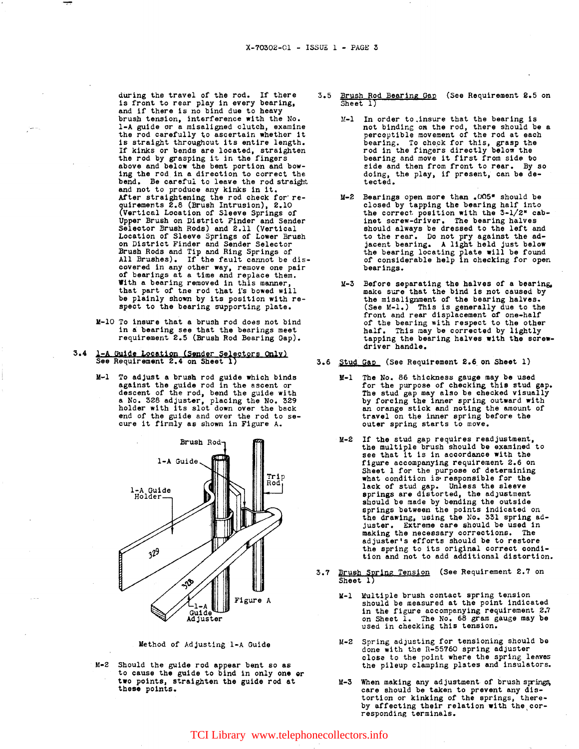during the travel of the rod. If there is front to rear play in every bearing, and if there is no bind due to heavy brush tension, interference with the No. 1-A guide or a misaligned clutch, examine the rod carefully to ascertain whether it is straight throughout its entire length. If kinks or bends are located, straighten the rod by grasping it in the fingers above and below the bent portion and bowing the rod in a direction to correct the bend. Be careful to leave the rod straight and not to produce any kinks in it. After straightening the rod check for requirements 2.8 (Brush Intrusion), 2.10 (Vertical Location of Sleeve Springs of Upper Brush on District Finder and Sender Selector Brush Rods) and 2.11 (Vertical Location of Sleeve Springs of Lower Brush on District Finder and Sender Selector Brush Rods and Tip and Ring Springs of All Brushes). If the fault cannot be discovered in any other way, remove one pair of bearings at a time and replace them. With a bearing removed in this manner, that part of the rod that is bowed will be plainly shown by its position with respect to the bearing supporting plate.

M-10 To insure that a brush rod does not bind in a bearing see that the bearings meet requirement 2.5 (Brush Rod Bearing Gap).

### 3.4 1-A Guide Location (Sender Selectors Only)
See Requirement 2.4 on Sheet 1)

M-1 To adjust a brush rod guide which binds against the guide rod in the ascent or descent of the rod, bend the guide with a No. 328 adjuster, placing the No. 329 holder with its slot down over the back end of the guide and over the rod to secure it firmly as shown in Figure A.

Figure A

Method of Adjusting 1-A Guide

M-2 Should the guide rod appear bent so as to cause the guide to bind in only one or two points, straighten the guide rod at these points.

### 3.5 Brush Rod Bearing Gap (See Requirement 2.5 on Sheet 1)

M-1 In order to insure that the bearing is not binding on the rod, there should be a perceptible movement of the rod at each bearing. To check for this, grasp the rod in the fingers directly below the bearing and move it first from side to side and then from front to rear. By so doing, the play, if present, can be detected.

M-2 Bearings open more than .005" should be closed by tapping the bearing half into the correct position with the 3-1/2" cabinet screw-driver. The bearing halves should always be dressed to the left and to the rear. Do not pry against the adjacent bearing. A light held just below the bearing locating plate will be found of considerable help in checking for open bearings.

M-3 Before separating the halves of a bearing, make sure that the bind is not caused by the misalignment of the bearing halves. (See M-1.) This is generally due to the front and rear displacement of one-half of the bearing with respect to the other half. This may be corrected by lightly tapping the bearing halves with the screw-driver handle.

### 3.6 Stud Gap (See Requirement 2.6 on Sheet 1)

M-1 The No. 86 thickness gauge may be used for the purpose of checking this stud gap. The stud gap may also be checked visually by forcing the inner spring outward with an orange stick and noting the amount of travel on the inner spring before the outer spring starts to move.

M-2 If the stud gap requires readjustment, the multiple brush should be examined to see that it is in accordance with the figure accompanying requirement 2.6 on Sheet 1 for the purpose of determining what condition is responsible for the lack of stud gap. Unless the sleeve springs are distorted, the adjustment should be made by bending the outside springs between the points indicated on the drawing, using the No. 331 spring adjuster. Extreme care should be used in making the necessary corrections. The adjuster's efforts should be to restore the spring to its original correct condition and not to add additional distortion.

### 3.7 Brush Spring Tension (See Requirement 2.7 on Sheet 1)

M-1 Multiple brush contact spring tension should be measured at the point indicated in the figure accompanying requirement 2.7 on Sheet 1. The No. 68 gram gauge may be used in checking this tension.

M-2 Spring adjusting for tensioning should be done with the R-55760 spring adjuster close to the point where the spring leaves the pileup clamping plates and insulators.

M-3 When making any adjustment of brush springs, care should be taken to prevent any distortion or kinking of the springs, thereby affecting their relation with the corresponding terminals.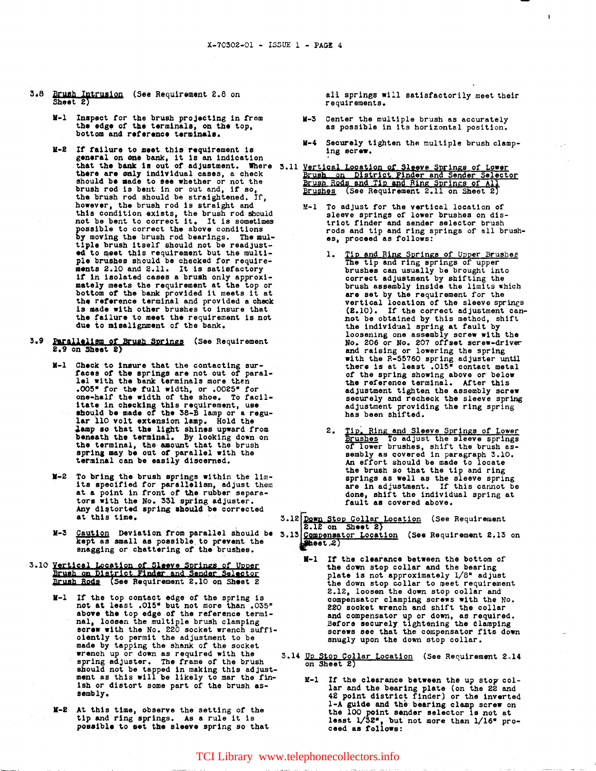3.8 Brush Intrusion (See Requirement 2.8 on Sheet 2)

M-1 Inspect for the brush projecting in from the edge of the terminals, on the top, bottom and reference terminals.

M-2 If failure to meet this requirement is general on one bank, it is an indication that the bank is out of adjustment. Where there are only individual cases, a check should be made to see whether or not the brush rod is bent in or out and, if so, the brush rod should be straightened. If, however, the brush rod is straight and this condition exists, the brush rod should not be bent to correct it. It is sometimes possible to correct the above conditions by moving the brush rod bearings. The multiple brush itself should not be readjusted to meet this requirement but the multiple brushes should be checked for requirements 2.10 and 2.11. It is satisfactory if in isolated cases a brush only approximately meets the requirement at the top or bottom of the bank provided it meets it at the reference terminal and provided a check is made with other brushes to insure that the failure to meet the requirement is not due to misalignment of the bank.

3.9 Parallelism of Brush Springs (See Requirement 2.9 on Sheet 2)

M-1 Check to insure that the contacting surfaces of the springs are not out of parallel with the bank terminals more then .005" for the full width, or .0025" for one-half the width of the shoe. To facilitate in checking this requirement, use should be made of the 38-B lamp or a regular 110 volt extension lamp. Hold the lamp so that the light shines upward from beneath the terminal. By looking down on the terminal, the amount that the brush spring may be out of parallel with the terminal can be easily discerned.

M-2 To bring the brush springs within the limits specified for parallelism, adjust them at a point in front of the rubber separators with the No. 331 spring adjuster. Any distorted spring should be corrected at this time.

M-3 Caution Deviation from parallel should be kept as small as possible to prevent the snagging or chattering of the brushes.

3.10 Vertical Location of Sleeve Springs of Upper Brush on District Finder and Sender Selector Brush Rods (See Requirement 2.10 on Sheet 2

M-1 If the top contact edge of the spring is not at least .015" but not more than .035" above the top edge of the reference terminal, loosen the multiple brush clamping screw with the No. 220 socket wrench sufficiently to permit the adjustment to be made by tapping the shank of the socket wrench up or down as required with the spring adjuster. The frame of the brush should not be tapped in making this adjustment as this will be likely to mar the finish or distort some part of the brush assembly.

M-2 At this time, observe the setting of the tip and ring springs. As a rule it is possible to set the sleeve spring so that all springs will satisfactorily meet their requirements.

M-3 Center the multiple brush as accurately as possible in its horizontal position.

M-4 Securely tighten the multiple brush clamping screw.

3.11 Vertical Location of Sleeve Springs of Lower Brush on District Finder and Sender Selector Brush Rods and Tip and Ring Springs of All Brushes (See Requirement 2.11 on Sheet 2)

M-1 To adjust for the vertical location of sleeve springs of lower brushes on district finder and sender selector brush rods and tip and ring springs of all brushes, proceed as follows:

1. Tip and Ring Springs of Upper Brushes The tip and ring springs of upper brushes can usually be brought into correct adjustment by shifting the brush assembly inside the limits which are set by the requirement for the vertical location of the sleeve springs (2.10). If the correct adjustment cannot be obtained by this method, shift the individual spring at fault by loosening one assembly screw with the No. 206 or No. 207 offset screw-driver and raising or lowering the spring with the R-55760 spring adjuster until there is at least .015" contact metal of the spring showing above or below the reference terminal. After this adjustment tighten the assembly screw securely and recheck the sleeve spring adjustment providing the ring spring has been shifted.

2. Tip, Ring and Sleeve Springs of Lower Brushes To adjust the sleeve springs of lower brushes, shift the brush assembly as covered in paragraph 3.10. An effort should be made to locate the brush so that the tip and ring springs as well as the sleeve spring are in adjustment. If this cannot be done, shift the individual spring at fault as covered above.

3.12 Down Stop Collar Location (See Requirement 2.12 on Sheet 2)
3.13 Compensator Location (See Requirement 2.13 on Sheet 2)

M-1 If the clearance between the bottom of the down stop collar and the bearing plate is not approximately 1/8" adjust the down stop collar to meet requirement 2.12, loosen the down stop collar and compensator clamping screws with the No. 220 socket wrench and shift the collar and compensator up or down, as required. Before securely tightening the clamping screws see that the compensator fits down snugly upon the down stop collar.

3.14 Up Stop Collar Location (See Requirement 2.14 on Sheet 2)

M-1 If the clearance between the up stop collar and the bearing plate (on the 22 and 42 point district finder) or the inverted 1-A guide and the bearing clamp screw on the 100 point sender selector is not at least 1/32", but not more than 1/16" proceed as follows: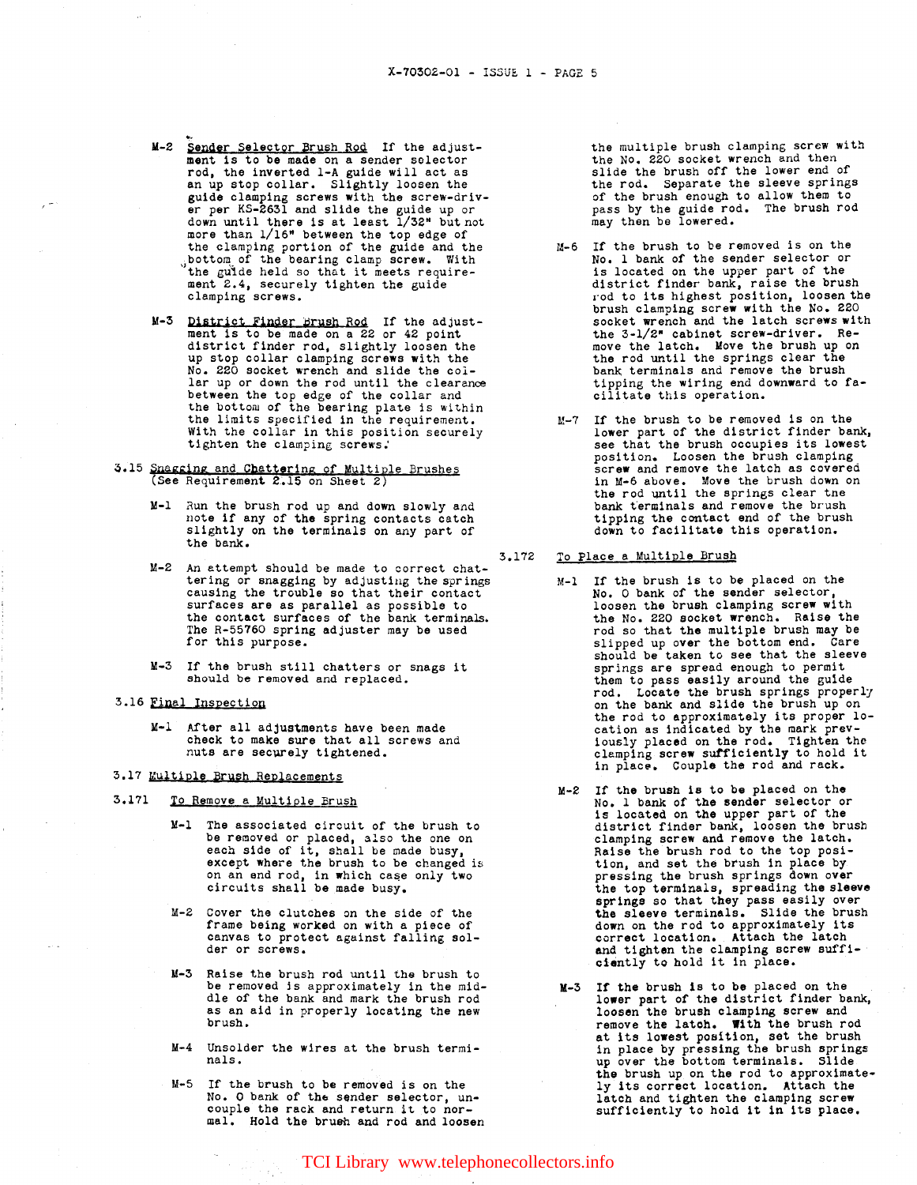M-2 Sender Selector Brush Rod If the adjustment is to be made on a sender selector rod, the inverted 1-A guide will act as an up stop collar. Slightly loosen the guide clamping screws with the screw-driver per KS-2631 and slide the guide up or down until there is at least 1/32" but not more than 1/16" between the top edge of the clamping portion of the guide and the bottom of the bearing clamp screw. With the guide held so that it meets requirement 2.4, securely tighten the guide clamping screws.

M-3 District Finder Brush Rod If the adjustment is to be made on a 22 or 42 point district finder rod, slightly loosen the up stop collar clamping screws with the No. 220 socket wrench and slide the collar up or down the rod until the clearance between the top edge of the collar and the bottom of the bearing plate is within the limits specified in the requirement. With the collar in this position securely tighten the clamping screws.

3.15 Snagging and Chattering of Multiple Brushes (See Requirement 2.15 on Sheet 2)

M-1 Run the brush rod up and down slowly and note if any of the spring contacts catch slightly on the terminals on any part of the bank.

M-2 An attempt should be made to correct chattering or snagging by adjusting the springs causing the trouble so that their contact surfaces are as parallel as possible to the contact surfaces of the bank terminals. The R-55760 spring adjuster may be used for this purpose.

M-3 If the brush still chatters or snags it should be removed and replaced.

3.16 Final Inspection

M-1 After all adjustments have been made check to make sure that all screws and nuts are securely tightened.

3.17 Multiple Brush Replacements

3.171 To Remove a Multiple Brush

M-1 The associated circuit of the brush to be removed or placed, also the one on each side of it, shall be made busy, except where the brush to be changed is on an end rod, in which case only two circuits shall be made busy.

M-2 Cover the clutches on the side of the frame being worked on with a piece of canvas to protect against falling solder or screws.

M-3 Raise the brush rod until the brush to be removed is approximately in the middle of the bank and mark the brush rod as an aid in properly locating the new brush.

M-4 Unsolder the wires at the brush terminals.

M-5 If the brush to be removed is on the No. 0 bank of the sender selector, uncouple the rack and return it to normal. Hold the brush and rod and loosen the multiple brush clamping screw with the No. 220 socket wrench and then slide the brush off the lower end of the rod. Separate the sleeve springs of the brush enough to allow them to pass by the guide rod. The brush rod may then be lowered.

M-6 If the brush to be removed is on the No. 1 bank of the sender selector or is located on the upper part of the district finder bank, raise the brush rod to its highest position, loosen the brush clamping screw with the No. 220 socket wrench and the latch screws with the 3-1/2" cabinet screw-driver. Remove the latch. Move the brush up on the rod until the springs clear the bank terminals and remove the brush tipping the wiring end downward to facilitate this operation.

M-7 If the brush to be removed is on the lower part of the district finder bank, see that the brush occupies its lowest position. Loosen the brush clamping screw and remove the latch as covered in M-6 above. Move the brush down on the rod until the springs clear the bank terminals and remove the brush tipping the contact end of the brush down to facilitate this operation.

3.172 To Place a Multiple Brush

M-1 If the brush is to be placed on the No. 0 bank of the sender selector, loosen the brush clamping screw with the No. 220 socket wrench. Raise the rod so that the multiple brush may be slipped up over the bottom end. Care should be taken to see that the sleeve springs are spread enough to permit them to pass easily around the guide rod. Locate the brush springs properly on the bank and slide the brush up on the rod to approximately its proper location as indicated by the mark previously placed on the rod. Tighten the clamping screw sufficiently to hold it in place. Couple the rod and rack.

M-2 If the brush is to be placed on the No. 1 bank of the sender selector or is located on the upper part of the district finder bank, loosen the brush clamping screw and remove the latch. Raise the brush rod to the top position, and set the brush in place by pressing the brush springs down over the top terminals, spreading the sleeve springs so that they pass easily over the sleeve terminals. Slide the brush down on the rod to approximately its correct location. Attach the latch and tighten the clamping screw sufficiently to hold it in place.

M-3 If the brush is to be placed on the lower part of the district finder bank, loosen the brush clamping screw and remove the latch. With the brush rod at its lowest position, set the brush in place by pressing the brush springs up over the bottom terminals. Slide the brush up on the rod to approximately its correct location. Attach the latch and tighten the clamping screw sufficiently to hold it in its place.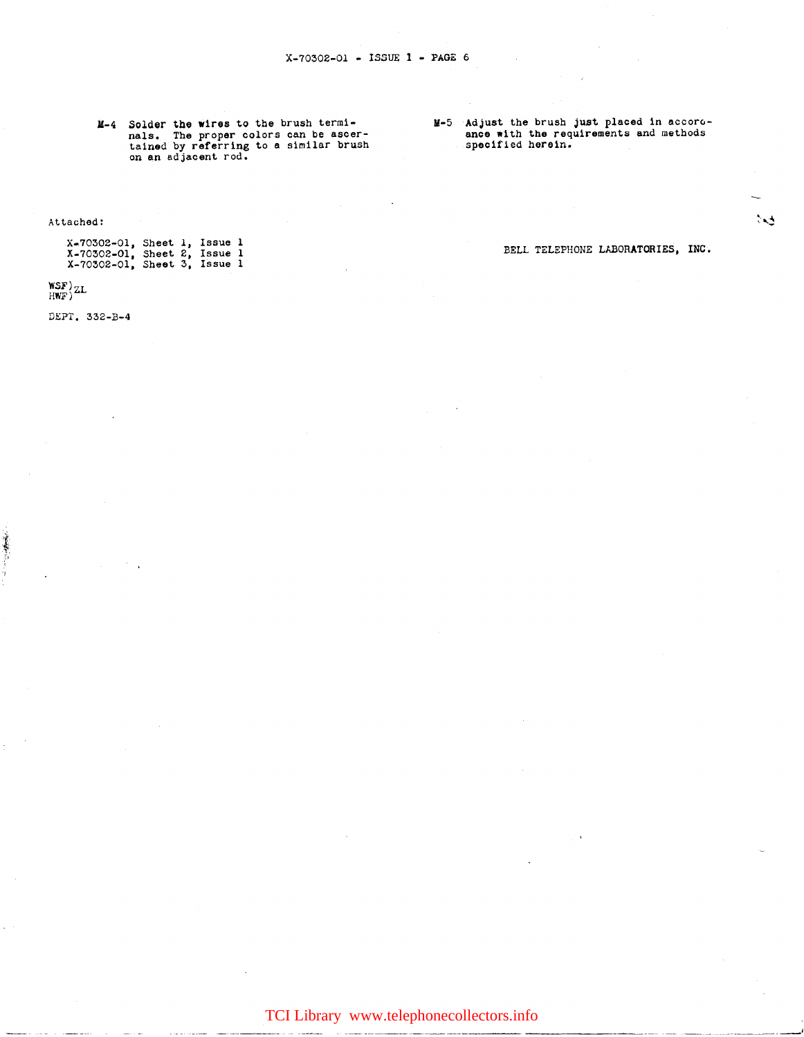M-4 Solder the wires to the brush terminals. The proper colors can be ascertained by referring to a similar brush on an adjacent rod.

M-5 Adjust the brush just placed in accordance with the requirements and methods specified herein.

Attached:

X-70302-01, Sheet 1, Issue 1
X-70302-01, Sheet 2, Issue 1
X-70302-01, Sheet 3, Issue 1

BELL TELEPHONE LABORATORIES, INC.

WSF)
HWF) ZL

DEPT. 332-B-4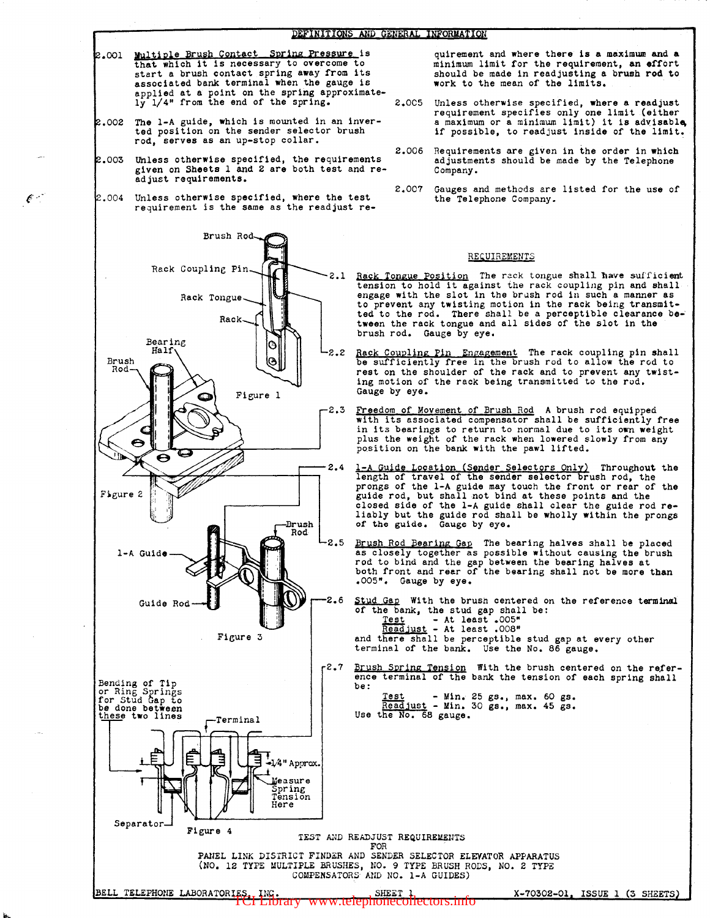## DEFINITIONS AND GENERAL INFORMATION

2.001 Multiple Brush Contact Spring Pressure is that which it is necessary to overcome to start a brush contact spring away from its associated bank terminal when the gauge is applied at a point on the spring approximately 1/4" from the end of the spring.

2.002 The 1-A guide, which is mounted in an inverted position on the sender selector brush rod, serves as an up-stop collar.

2.003 Unless otherwise specified, the requirements given on Sheets 1 and 2 are both test and readjust requirements.

2.004 Unless otherwise specified, where the test requirement is the same as the readjust requirement and where there is a maximum and a minimum limit for the requirement, an effort should be made in readjusting a brush rod to work to the mean of the limits.

2.005 Unless otherwise specified, where a readjust requirement specifies only one limit (either a maximum or a minimum limit) it is advisable, if possible, to readjust inside of the limit.

2.006 Requirements are given in the order in which adjustments should be made by the Telephone Company.

2.007 Gauges and methods are listed for the use of the Telephone Company.

Figure 1 (Brush Rod, Rack Coupling Pin, Rack Tongue, Rack)

Figure 2 (Bearing Half, Brush Rod)

Figure 3 (1-A Guide, Guide Rod, Brush Rod)

Figure 4 (Bending of Tip or Ring Springs for Stud Gap to be done between these two lines; Terminal; 1/4" Approx.; Measure Spring Tension Here; Separator)

## REQUIREMENTS

2.1 Rack Tongue Position The rack tongue shall have sufficient tension to hold it against the rack coupling pin and shall engage with the slot in the brush rod in such a manner as to prevent any twisting motion in the rack being transmitted to the rod. There shall be a perceptible clearance between the rack tongue and all sides of the slot in the brush rod. Gauge by eye.

2.2 Rack Coupling Pin Engagement The rack coupling pin shall be sufficiently free in the brush rod to allow the rod to rest on the shoulder of the rack and to prevent any twisting motion of the rack being transmitted to the rod. Gauge by eye.

2.3 Freedom of Movement of Brush Rod A brush rod equipped with its associated compensator shall be sufficiently free in its bearings to return to normal due to its own weight plus the weight of the rack when lowered slowly from any position on the bank with the pawl lifted.

2.4 1-A Guide Location (Sender Selectors Only) Throughout the length of travel of the sender selector brush rod, the prongs of the 1-A guide may touch the front or rear of the guide rod, but shall not bind at these points and the closed side of the 1-A guide shall clear the guide rod reliably but the guide rod shall be wholly within the prongs of the guide. Gauge by eye.

2.5 Brush Rod Bearing Gap The bearing halves shall be placed as closely together as possible without causing the brush rod to bind and the gap between the bearing halves at both front and rear of the bearing shall not be more than .005". Gauge by eye.

2.6 Stud Gap With the brush centered on the reference terminal of the bank, the stud gap shall be:
- Test - At least .005"
- Readjust - At least .008"

and there shall be perceptible stud gap at every other terminal of the bank. Use the No. 86 gauge.

2.7 Brush Spring Tension With the brush centered on the reference terminal of the bank the tension of each spring shall be:
- Test - Min. 25 gs., max. 60 gs.
- Readjust - Min. 30 gs., max. 45 gs.

Use the No. 68 gauge.

TEST AND READJUST REQUIREMENTS FOR PANEL LINK DISTRICT FINDER AND SENDER SELECTOR ELEVATOR APPARATUS (NO. 12 TYPE MULTIPLE BRUSHES, NO. 9 TYPE BRUSH RODS, NO. 2 TYPE COMPENSATORS AND NO. 1-A GUIDES)

BELL TELEPHONE LABORATORIES, INC. SHEET 1 X-70302-01, ISSUE 1 (3 SHEETS)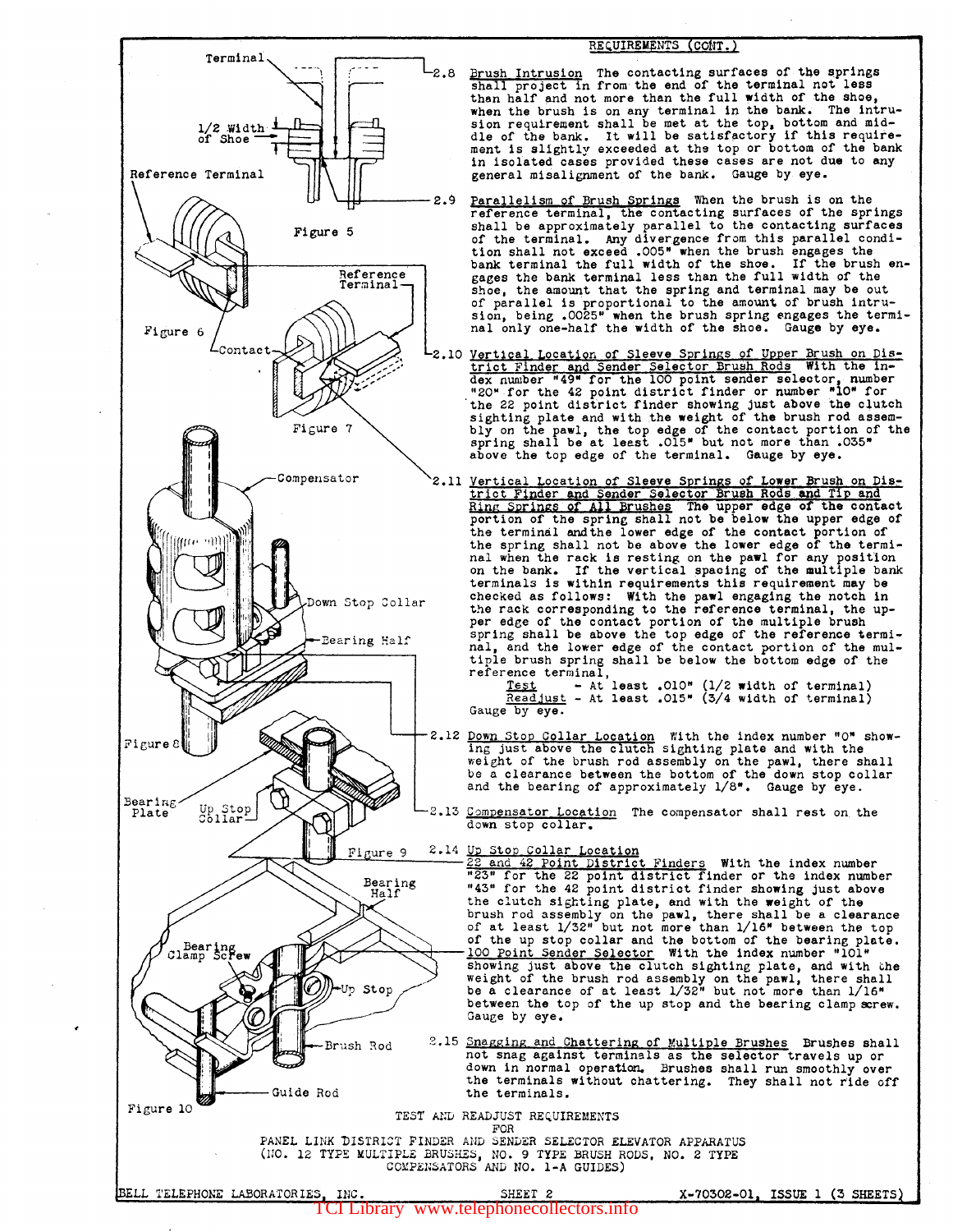REQUIREMENTS (CONT.)

2.8 Brush Intrusion The contacting surfaces of the springs shall project in from the end of the terminal not less than half and not more than the full width of the shoe, when the brush is on any terminal in the bank. The intrusion requirement shall be met at the top, bottom and middle of the bank. It will be satisfactory if this requirement is slightly exceeded at the top or bottom of the bank in isolated cases provided these cases are not due to any general misalignment of the bank. Gauge by eye.

2.9 Parallelism of Brush Springs When the brush is on the reference terminal, the contacting surfaces of the springs shall be approximately parallel to the contacting surfaces of the terminal. Any divergence from this parallel condition shall not exceed .005" when the brush engages the bank terminal the full width of the shoe. If the brush engages the bank terminal less than the full width of the shoe, the amount that the spring and terminal may be out of parallel is proportional to the amount of brush intrusion, being .0025" when the brush spring engages the terminal only one-half the width of the shoe. Gauge by eye.

2.10 Vertical Location of Sleeve Springs of Upper Brush on District Finder and Sender Selector Brush Rods With the index number "49" for the 100 point sender selector, number "20" for the 42 point district finder or number "10" for the 22 point district finder showing just above the clutch sighting plate and with the weight of the brush rod assembly on the pawl, the top edge of the contact portion of the spring shall be at least .015" but not more than .035" above the top edge of the terminal. Gauge by eye.

2.11 Vertical Location of Sleeve Springs of Lower Brush on District Finder and Sender Selector Brush Rods and Tip and Ring Springs of All Brushes The upper edge of the contact portion of the spring shall not be below the upper edge of the terminal and the lower edge of the contact portion of the spring shall not be above the lower edge of the terminal when the rack is resting on the pawl for any position on the bank. If the vertical spacing of the multiple bank terminals is within requirements this requirement may be checked as follows: With the pawl engaging the notch in the rack corresponding to the reference terminal, the upper edge of the contact portion of the multiple brush spring shall be above the top edge of the reference terminal, and the lower edge of the contact portion of the multiple brush spring shall be below the bottom edge of the reference terminal,

Test - At least .010" (1/2 width of terminal)
Readjust - At least .015" (3/4 width of terminal)

Gauge by eye.

2.12 Down Stop Collar Location With the index number "0" showing just above the clutch sighting plate and with the weight of the brush rod assembly on the pawl, there shall be a clearance between the bottom of the down stop collar and the bearing of approximately 1/8". Gauge by eye.

2.13 Compensator Location The compensator shall rest on the down stop collar.

2.14 Up Stop Collar Location
22 and 42 Point District Finders With the index number "23" for the 22 point district finder or the index number "43" for the 42 point district finder showing just above the clutch sighting plate, and with the weight of the brush rod assembly on the pawl, there shall be a clearance of at least 1/32" but not more than 1/16" between the top of the up stop collar and the bottom of the bearing plate.
100 Point Sender Selector With the index number "101" showing just above the clutch sighting plate, and with the weight of the brush rod assembly on the pawl, there shall be a clearance of at least 1/32" but not more than 1/16" between the top of the up stop and the bearing clamp screw. Gauge by eye.

2.15 Snagging and Chattering of Multiple Brushes Brushes shall not snag against terminals as the selector travels up or down in normal operation. Brushes shall run smoothly over the terminals without chattering. They shall not ride off the terminals.

Figure 5 (Terminal; 1/2 Width of Shoe)

Figure 6 (Reference Terminal; Contact)

Figure 7 (Reference Terminal)

Figure 8 (Compensator; Down Stop Collar; Bearing Half)

Figure 9 (Bearing Plate; Up Stop Collar)

Figure 10 (Bearing Half; Bearing Clamp Screw; Up Stop; Brush Rod; Guide Rod)

TEST AND READJUST REQUIREMENTS
FOR
PANEL LINK DISTRICT FINDER AND SENDER SELECTOR ELEVATOR APPARATUS
(NO. 12 TYPE MULTIPLE BRUSHES, NO. 9 TYPE BRUSH RODS, NO. 2 TYPE COMPENSATORS AND NO. 1-A GUIDES)

BELL TELEPHONE LABORATORIES, INC. SHEET 2 X-70302-01, ISSUE 1 (3 SHEETS)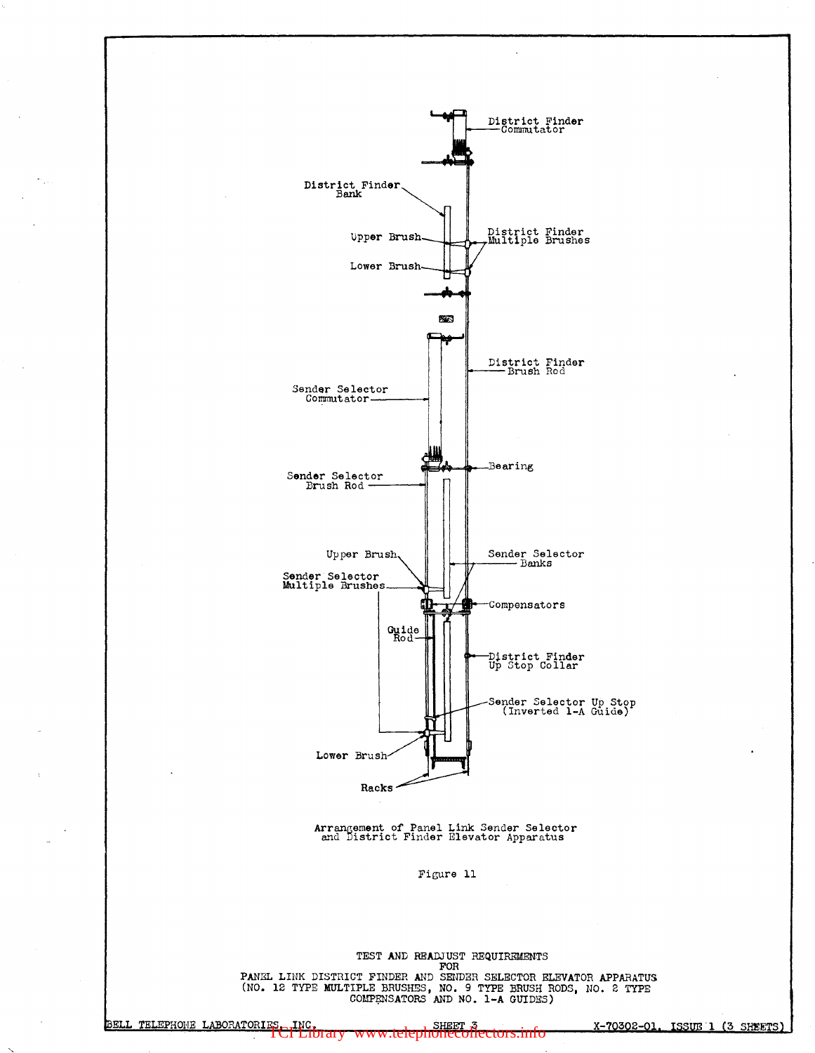District Finder Commutator

District Finder Bank

Upper Brush

District Finder Multiple Brushes

Lower Brush

District Finder Brush Rod

Sender Selector Commutator

Bearing

Sender Selector Brush Rod

Upper Brush

Sender Selector Banks

Sender Selector Multiple Brushes

Compensators

Guide Rod

District Finder Up Stop Collar

Sender Selector Up Stop (Inverted 1-A Guide)

Lower Brush

Racks

Arrangement of Panel Link Sender Selector and District Finder Elevator Apparatus

Figure 11

TEST AND READJUST REQUIREMENTS
FOR
PANEL LINK DISTRICT FINDER AND SENDER SELECTOR ELEVATOR APPARATUS
(NO. 12 TYPE MULTIPLE BRUSHES, NO. 9 TYPE BRUSH RODS, NO. 2 TYPE COMPENSATORS AND NO. 1-A GUIDES)

BELL TELEPHONE LABORATORIES, INC. SHEET 3 X-70302-01, ISSUE 1 (3 SHEETS)